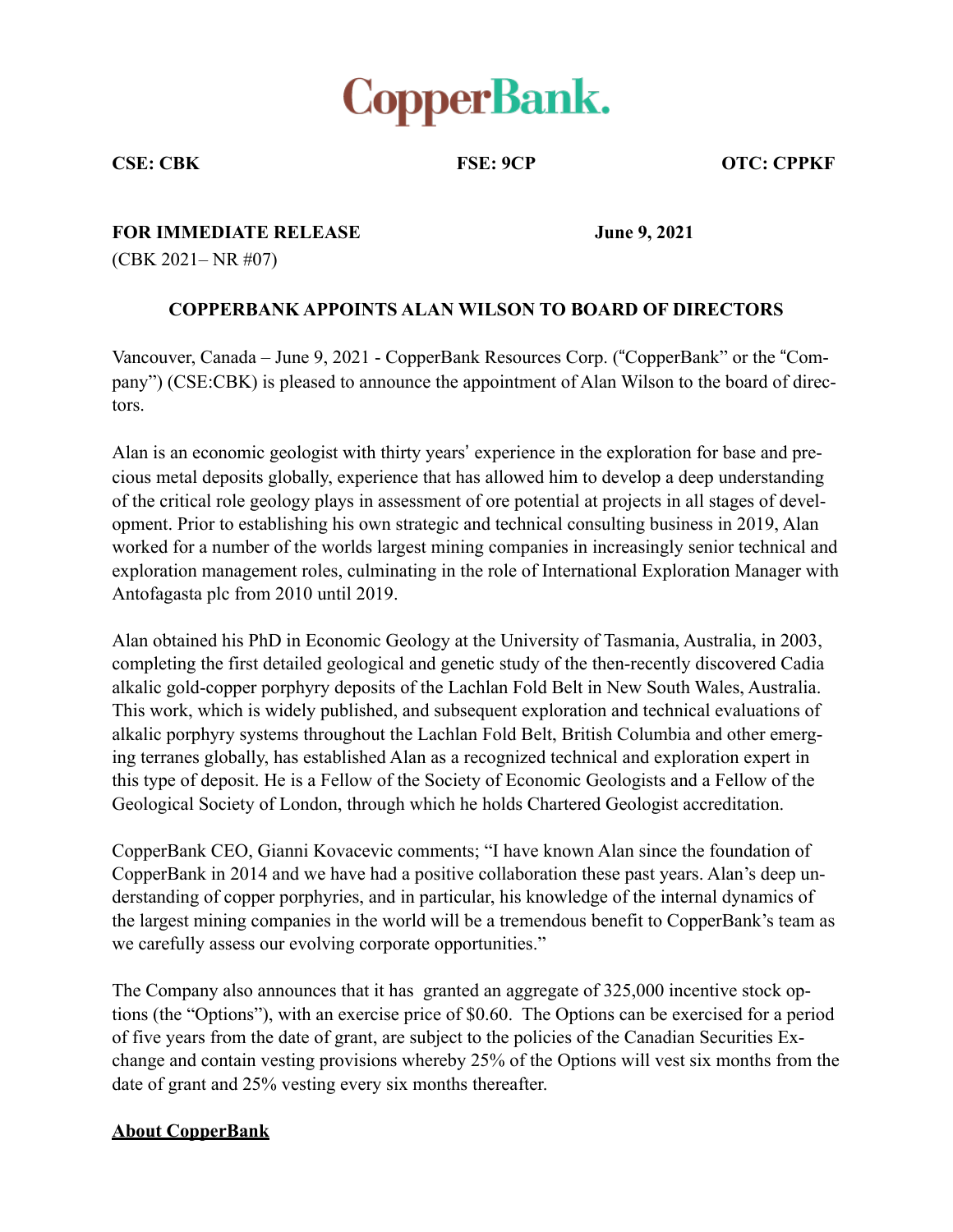# CopperBank.

**CSE: CBK** **FSE: 9CP** **OTC: CPPKF**

**FOR IMMEDIATE RELEASE** **June 9, 2021**

(CBK 2021– NR #07)

## COPPERBANK APPOINTS ALAN WILSON TO BOARD OF DIRECTORS

Vancouver, Canada – June 9, 2021 - CopperBank Resources Corp. ("CopperBank" or the "Company") (CSE:CBK) is pleased to announce the appointment of Alan Wilson to the board of directors.

Alan is an economic geologist with thirty years' experience in the exploration for base and precious metal deposits globally, experience that has allowed him to develop a deep understanding of the critical role geology plays in assessment of ore potential at projects in all stages of development. Prior to establishing his own strategic and technical consulting business in 2019, Alan worked for a number of the worlds largest mining companies in increasingly senior technical and exploration management roles, culminating in the role of International Exploration Manager with Antofagasta plc from 2010 until 2019.

Alan obtained his PhD in Economic Geology at the University of Tasmania, Australia, in 2003, completing the first detailed geological and genetic study of the then-recently discovered Cadia alkalic gold-copper porphyry deposits of the Lachlan Fold Belt in New South Wales, Australia. This work, which is widely published, and subsequent exploration and technical evaluations of alkalic porphyry systems throughout the Lachlan Fold Belt, British Columbia and other emerging terranes globally, has established Alan as a recognized technical and exploration expert in this type of deposit. He is a Fellow of the Society of Economic Geologists and a Fellow of the Geological Society of London, through which he holds Chartered Geologist accreditation.

CopperBank CEO, Gianni Kovacevic comments; "I have known Alan since the foundation of CopperBank in 2014 and we have had a positive collaboration these past years. Alan's deep understanding of copper porphyries, and in particular, his knowledge of the internal dynamics of the largest mining companies in the world will be a tremendous benefit to CopperBank's team as we carefully assess our evolving corporate opportunities."

The Company also announces that it has granted an aggregate of 325,000 incentive stock options (the "Options"), with an exercise price of $0.60. The Options can be exercised for a period of five years from the date of grant, are subject to the policies of the Canadian Securities Exchange and contain vesting provisions whereby 25% of the Options will vest six months from the date of grant and 25% vesting every six months thereafter.

**About CopperBank**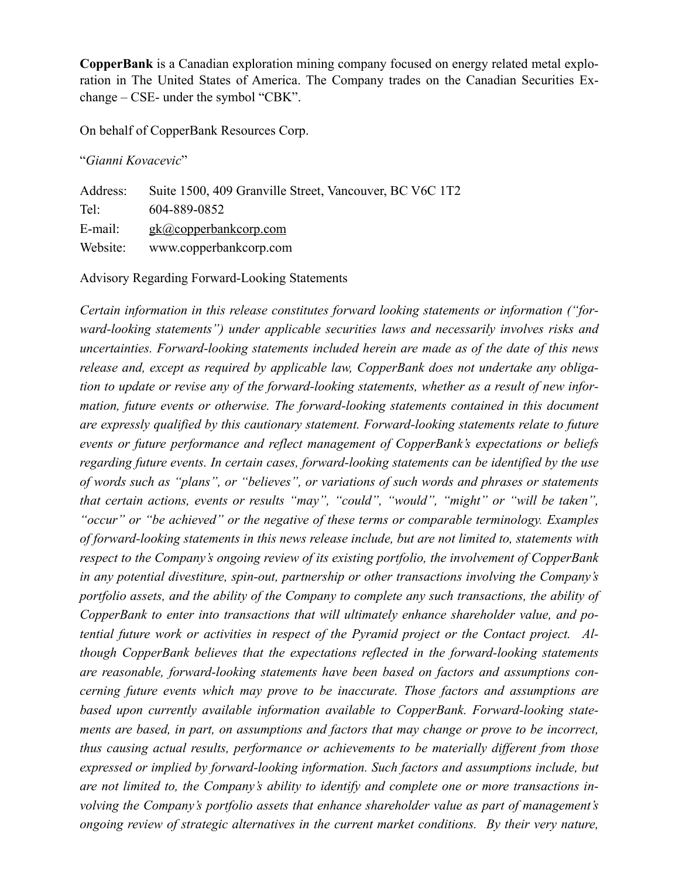**CopperBank** is a Canadian exploration mining company focused on energy related metal exploration in The United States of America. The Company trades on the Canadian Securities Exchange – CSE- under the symbol "CBK".

On behalf of CopperBank Resources Corp.

"*Gianni Kovacevic*"

| | |
|---|---|
| Address: | Suite 1500, 409 Granville Street, Vancouver, BC V6C 1T2 |
| Tel: | 604-889-0852 |
| E-mail: | gk@copperbankcorp.com |
| Website: | www.copperbankcorp.com |

Advisory Regarding Forward-Looking Statements

*Certain information in this release constitutes forward looking statements or information ("forward-looking statements") under applicable securities laws and necessarily involves risks and uncertainties. Forward-looking statements included herein are made as of the date of this news release and, except as required by applicable law, CopperBank does not undertake any obligation to update or revise any of the forward-looking statements, whether as a result of new information, future events or otherwise. The forward-looking statements contained in this document are expressly qualified by this cautionary statement. Forward-looking statements relate to future events or future performance and reflect management of CopperBank's expectations or beliefs regarding future events. In certain cases, forward-looking statements can be identified by the use of words such as "plans", or "believes", or variations of such words and phrases or statements that certain actions, events or results "may", "could", "would", "might" or "will be taken", "occur" or "be achieved" or the negative of these terms or comparable terminology. Examples of forward-looking statements in this news release include, but are not limited to, statements with respect to the Company's ongoing review of its existing portfolio, the involvement of CopperBank in any potential divestiture, spin-out, partnership or other transactions involving the Company's portfolio assets, and the ability of the Company to complete any such transactions, the ability of CopperBank to enter into transactions that will ultimately enhance shareholder value, and potential future work or activities in respect of the Pyramid project or the Contact project. Although CopperBank believes that the expectations reflected in the forward-looking statements are reasonable, forward-looking statements have been based on factors and assumptions concerning future events which may prove to be inaccurate. Those factors and assumptions are based upon currently available information available to CopperBank. Forward-looking statements are based, in part, on assumptions and factors that may change or prove to be incorrect, thus causing actual results, performance or achievements to be materially different from those expressed or implied by forward-looking information. Such factors and assumptions include, but are not limited to, the Company's ability to identify and complete one or more transactions involving the Company's portfolio assets that enhance shareholder value as part of management's ongoing review of strategic alternatives in the current market conditions. By their very nature,*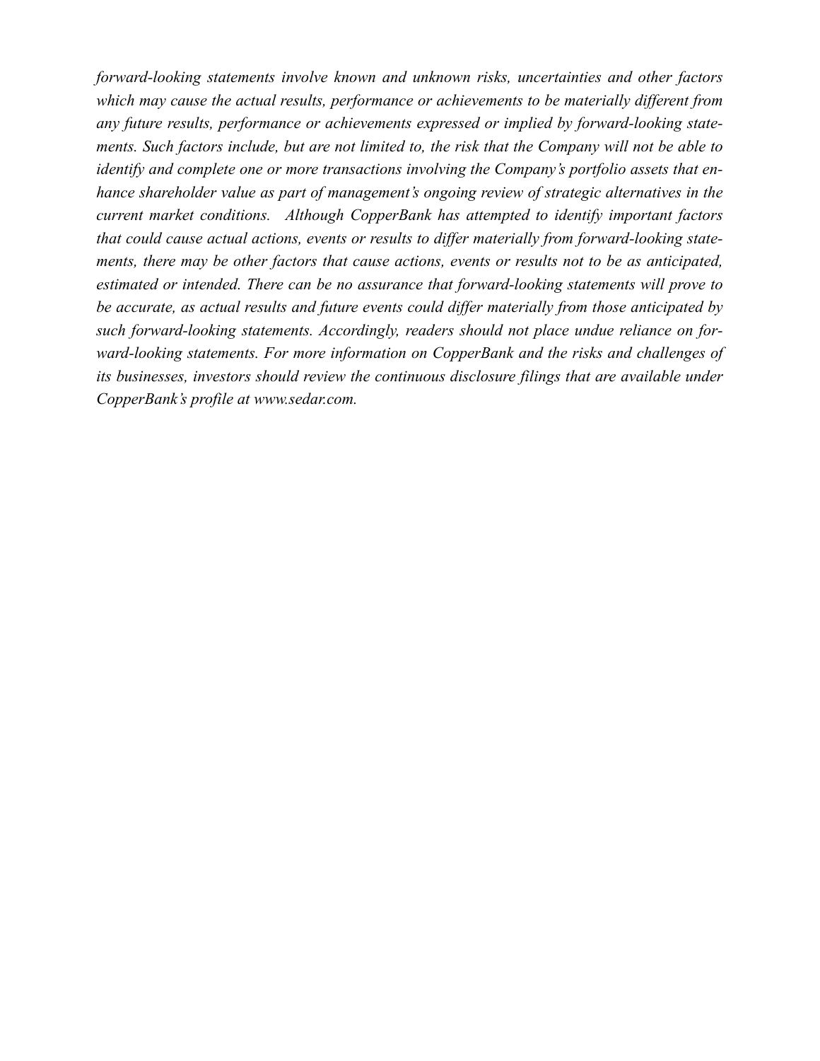*forward-looking statements involve known and unknown risks, uncertainties and other factors which may cause the actual results, performance or achievements to be materially different from any future results, performance or achievements expressed or implied by forward-looking statements. Such factors include, but are not limited to, the risk that the Company will not be able to identify and complete one or more transactions involving the Company's portfolio assets that enhance shareholder value as part of management's ongoing review of strategic alternatives in the current market conditions. Although CopperBank has attempted to identify important factors that could cause actual actions, events or results to differ materially from forward-looking statements, there may be other factors that cause actions, events or results not to be as anticipated, estimated or intended. There can be no assurance that forward-looking statements will prove to be accurate, as actual results and future events could differ materially from those anticipated by such forward-looking statements. Accordingly, readers should not place undue reliance on forward-looking statements. For more information on CopperBank and the risks and challenges of its businesses, investors should review the continuous disclosure filings that are available under CopperBank's profile at www.sedar.com.*